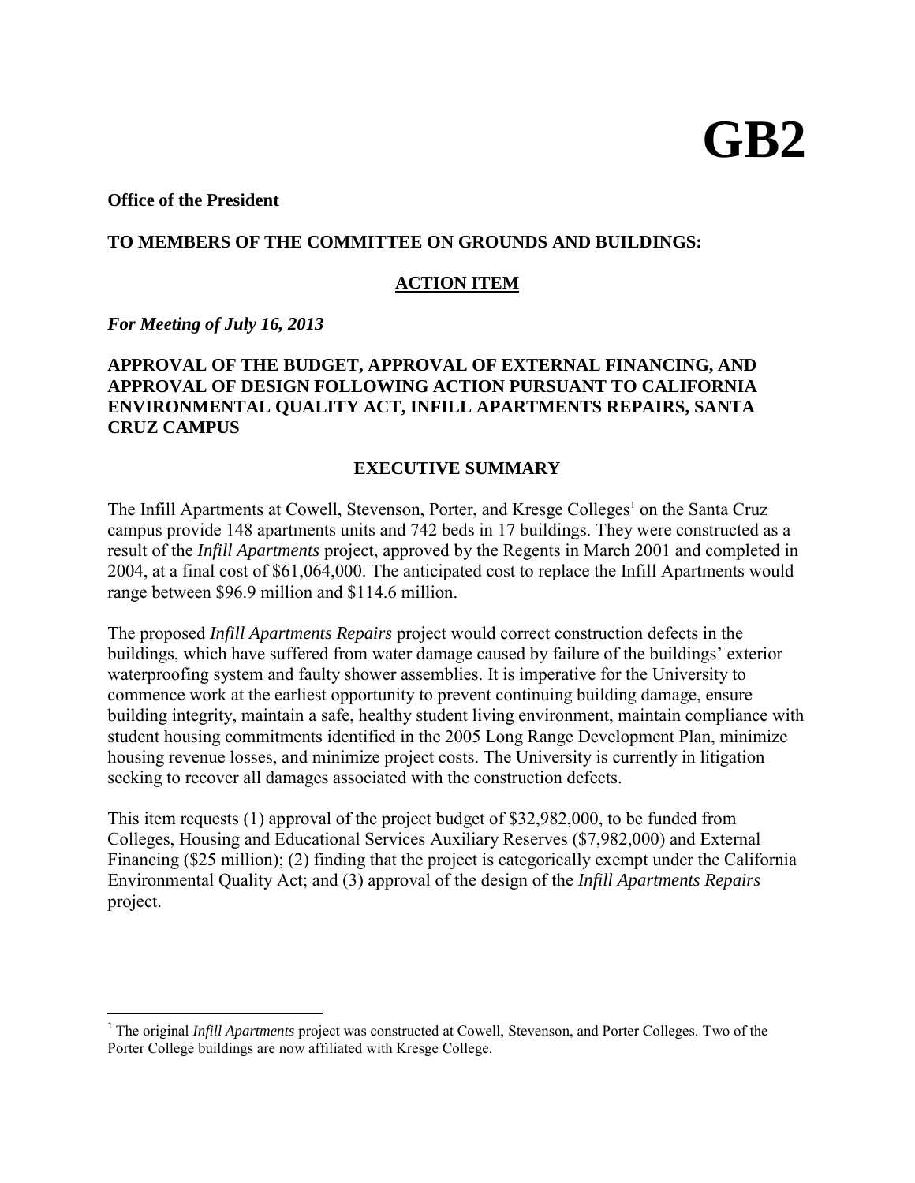# GB2

**Office of the President**

**TO MEMBERS OF THE COMMITTEE ON GROUNDS AND BUILDINGS:**

**ACTION ITEM**

***For Meeting of July 16, 2013***

**APPROVAL OF THE BUDGET, APPROVAL OF EXTERNAL FINANCING, AND APPROVAL OF DESIGN FOLLOWING ACTION PURSUANT TO CALIFORNIA ENVIRONMENTAL QUALITY ACT, INFILL APARTMENTS REPAIRS, SANTA CRUZ CAMPUS**

## EXECUTIVE SUMMARY

The Infill Apartments at Cowell, Stevenson, Porter, and Kresge Colleges[1] on the Santa Cruz campus provide 148 apartments units and 742 beds in 17 buildings. They were constructed as a result of the *Infill Apartments* project, approved by the Regents in March 2001 and completed in 2004, at a final cost of $61,064,000. The anticipated cost to replace the Infill Apartments would range between $96.9 million and $114.6 million.

The proposed *Infill Apartments Repairs* project would correct construction defects in the buildings, which have suffered from water damage caused by failure of the buildings' exterior waterproofing system and faulty shower assemblies. It is imperative for the University to commence work at the earliest opportunity to prevent continuing building damage, ensure building integrity, maintain a safe, healthy student living environment, maintain compliance with student housing commitments identified in the 2005 Long Range Development Plan, minimize housing revenue losses, and minimize project costs. The University is currently in litigation seeking to recover all damages associated with the construction defects.

This item requests (1) approval of the project budget of $32,982,000, to be funded from Colleges, Housing and Educational Services Auxiliary Reserves ($7,982,000) and External Financing ($25 million); (2) finding that the project is categorically exempt under the California Environmental Quality Act; and (3) approval of the design of the *Infill Apartments Repairs* project.

---

[1] The original *Infill Apartments* project was constructed at Cowell, Stevenson, and Porter Colleges. Two of the Porter College buildings are now affiliated with Kresge College.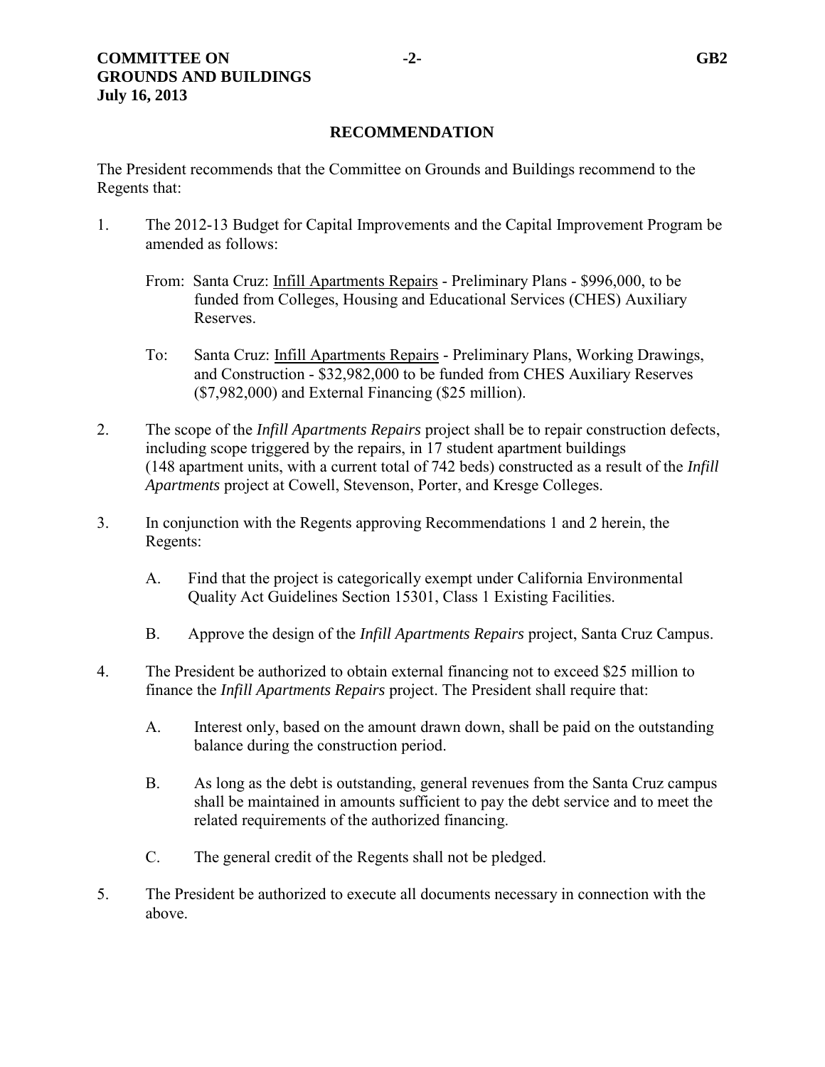## RECOMMENDATION

The President recommends that the Committee on Grounds and Buildings recommend to the Regents that:

1. The 2012-13 Budget for Capital Improvements and the Capital Improvement Program be amended as follows:

   From: Santa Cruz: <u>Infill Apartments Repairs</u> - Preliminary Plans - $996,000, to be funded from Colleges, Housing and Educational Services (CHES) Auxiliary Reserves.

   To: Santa Cruz: <u>Infill Apartments Repairs</u> - Preliminary Plans, Working Drawings, and Construction - $32,982,000 to be funded from CHES Auxiliary Reserves ($7,982,000) and External Financing ($25 million).

2. The scope of the *Infill Apartments Repairs* project shall be to repair construction defects, including scope triggered by the repairs, in 17 student apartment buildings (148 apartment units, with a current total of 742 beds) constructed as a result of the *Infill Apartments* project at Cowell, Stevenson, Porter, and Kresge Colleges.

3. In conjunction with the Regents approving Recommendations 1 and 2 herein, the Regents:

   A. Find that the project is categorically exempt under California Environmental Quality Act Guidelines Section 15301, Class 1 Existing Facilities.

   B. Approve the design of the *Infill Apartments Repairs* project, Santa Cruz Campus.

4. The President be authorized to obtain external financing not to exceed $25 million to finance the *Infill Apartments Repairs* project. The President shall require that:

   A. Interest only, based on the amount drawn down, shall be paid on the outstanding balance during the construction period.

   B. As long as the debt is outstanding, general revenues from the Santa Cruz campus shall be maintained in amounts sufficient to pay the debt service and to meet the related requirements of the authorized financing.

   C. The general credit of the Regents shall not be pledged.

5. The President be authorized to execute all documents necessary in connection with the above.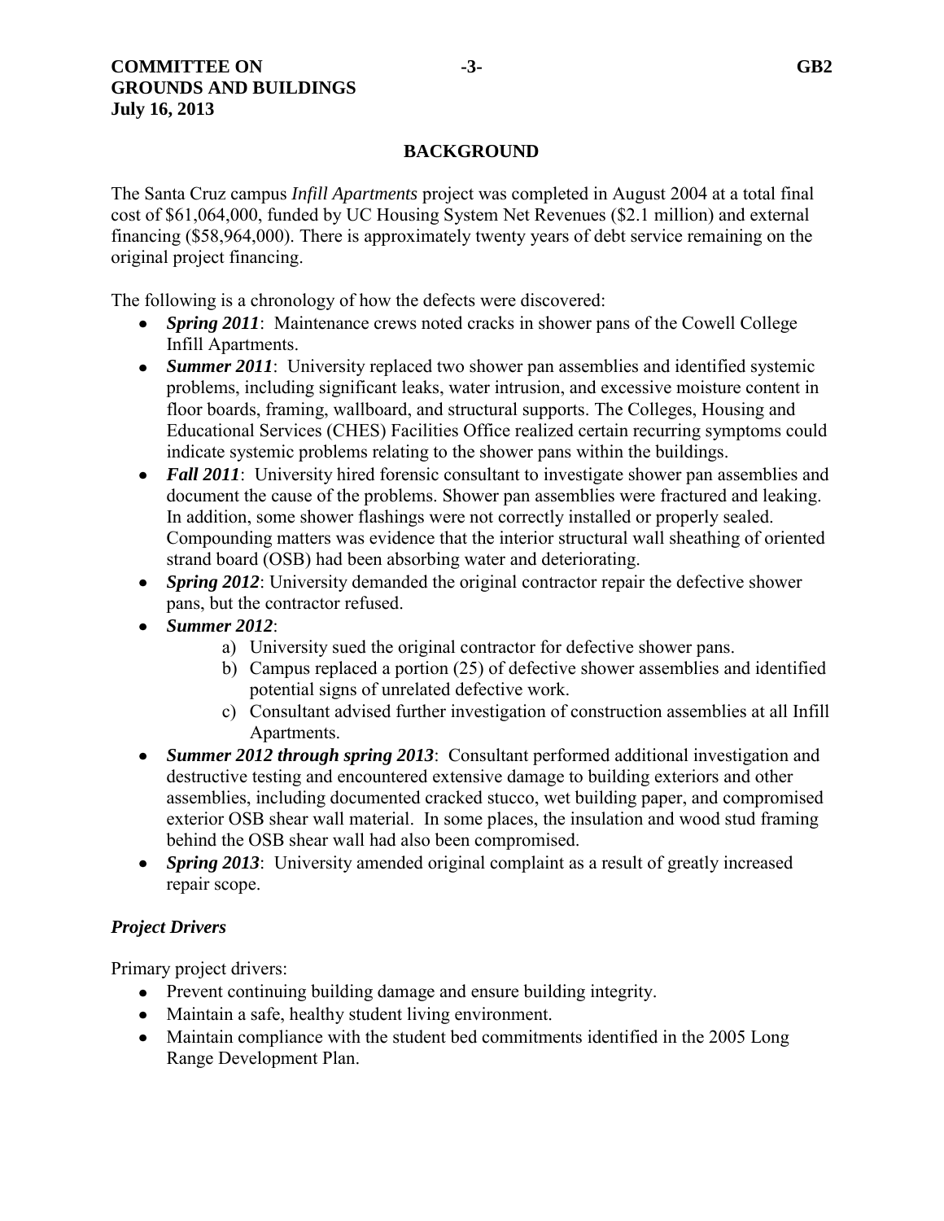## BACKGROUND

The Santa Cruz campus *Infill Apartments* project was completed in August 2004 at a total final cost of $61,064,000, funded by UC Housing System Net Revenues ($2.1 million) and external financing ($58,964,000). There is approximately twenty years of debt service remaining on the original project financing.

The following is a chronology of how the defects were discovered:

- ***Spring 2011***: Maintenance crews noted cracks in shower pans of the Cowell College Infill Apartments.
- ***Summer 2011***: University replaced two shower pan assemblies and identified systemic problems, including significant leaks, water intrusion, and excessive moisture content in floor boards, framing, wallboard, and structural supports. The Colleges, Housing and Educational Services (CHES) Facilities Office realized certain recurring symptoms could indicate systemic problems relating to the shower pans within the buildings.
- ***Fall 2011***: University hired forensic consultant to investigate shower pan assemblies and document the cause of the problems. Shower pan assemblies were fractured and leaking. In addition, some shower flashings were not correctly installed or properly sealed. Compounding matters was evidence that the interior structural wall sheathing of oriented strand board (OSB) had been absorbing water and deteriorating.
- ***Spring 2012***: University demanded the original contractor repair the defective shower pans, but the contractor refused.
- ***Summer 2012***:
  a) University sued the original contractor for defective shower pans.
  b) Campus replaced a portion (25) of defective shower assemblies and identified potential signs of unrelated defective work.
  c) Consultant advised further investigation of construction assemblies at all Infill Apartments.
- ***Summer 2012 through spring 2013***: Consultant performed additional investigation and destructive testing and encountered extensive damage to building exteriors and other assemblies, including documented cracked stucco, wet building paper, and compromised exterior OSB shear wall material. In some places, the insulation and wood stud framing behind the OSB shear wall had also been compromised.
- ***Spring 2013***: University amended original complaint as a result of greatly increased repair scope.

### *Project Drivers*

Primary project drivers:

- Prevent continuing building damage and ensure building integrity.
- Maintain a safe, healthy student living environment.
- Maintain compliance with the student bed commitments identified in the 2005 Long Range Development Plan.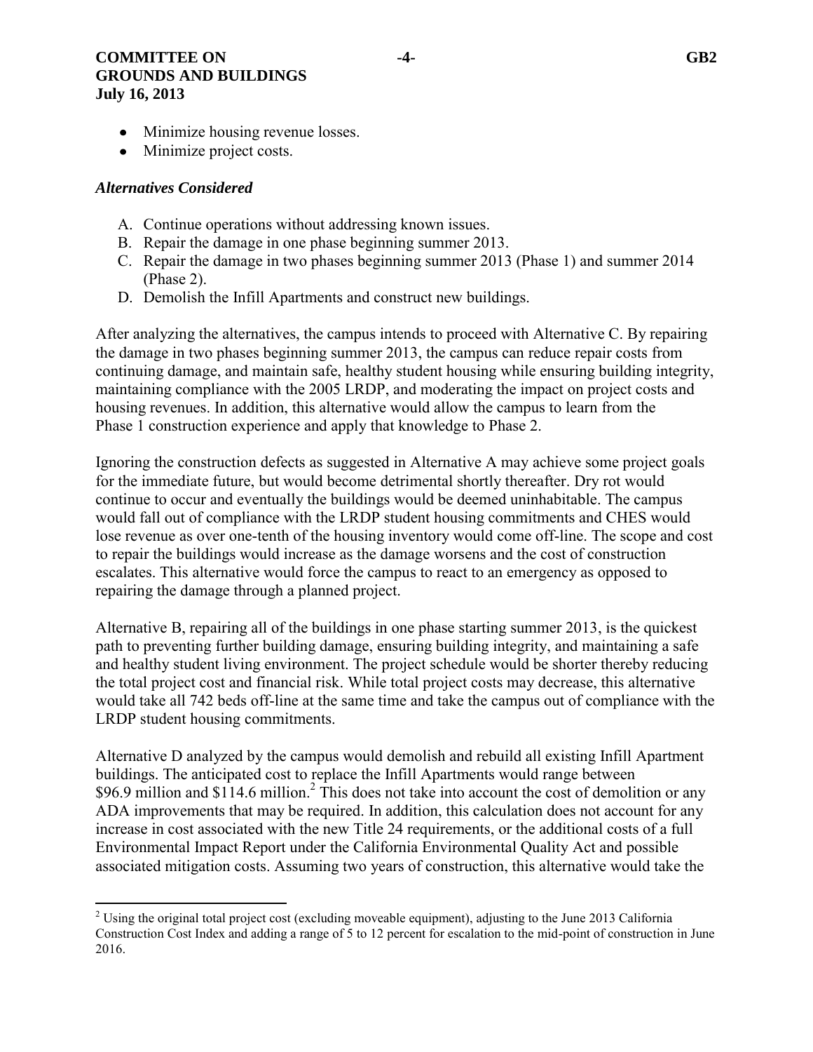- Minimize housing revenue losses.
- Minimize project costs.

***Alternatives Considered***

A. Continue operations without addressing known issues.
B. Repair the damage in one phase beginning summer 2013.
C. Repair the damage in two phases beginning summer 2013 (Phase 1) and summer 2014 (Phase 2).
D. Demolish the Infill Apartments and construct new buildings.

After analyzing the alternatives, the campus intends to proceed with Alternative C. By repairing the damage in two phases beginning summer 2013, the campus can reduce repair costs from continuing damage, and maintain safe, healthy student housing while ensuring building integrity, maintaining compliance with the 2005 LRDP, and moderating the impact on project costs and housing revenues. In addition, this alternative would allow the campus to learn from the Phase 1 construction experience and apply that knowledge to Phase 2.

Ignoring the construction defects as suggested in Alternative A may achieve some project goals for the immediate future, but would become detrimental shortly thereafter. Dry rot would continue to occur and eventually the buildings would be deemed uninhabitable. The campus would fall out of compliance with the LRDP student housing commitments and CHES would lose revenue as over one-tenth of the housing inventory would come off-line. The scope and cost to repair the buildings would increase as the damage worsens and the cost of construction escalates. This alternative would force the campus to react to an emergency as opposed to repairing the damage through a planned project.

Alternative B, repairing all of the buildings in one phase starting summer 2013, is the quickest path to preventing further building damage, ensuring building integrity, and maintaining a safe and healthy student living environment. The project schedule would be shorter thereby reducing the total project cost and financial risk. While total project costs may decrease, this alternative would take all 742 beds off-line at the same time and take the campus out of compliance with the LRDP student housing commitments.

Alternative D analyzed by the campus would demolish and rebuild all existing Infill Apartment buildings. The anticipated cost to replace the Infill Apartments would range between $96.9 million and $114.6 million.[2] This does not take into account the cost of demolition or any ADA improvements that may be required. In addition, this calculation does not account for any increase in cost associated with the new Title 24 requirements, or the additional costs of a full Environmental Impact Report under the California Environmental Quality Act and possible associated mitigation costs. Assuming two years of construction, this alternative would take the

---

[2] Using the original total project cost (excluding moveable equipment), adjusting to the June 2013 California Construction Cost Index and adding a range of 5 to 12 percent for escalation to the mid-point of construction in June 2016.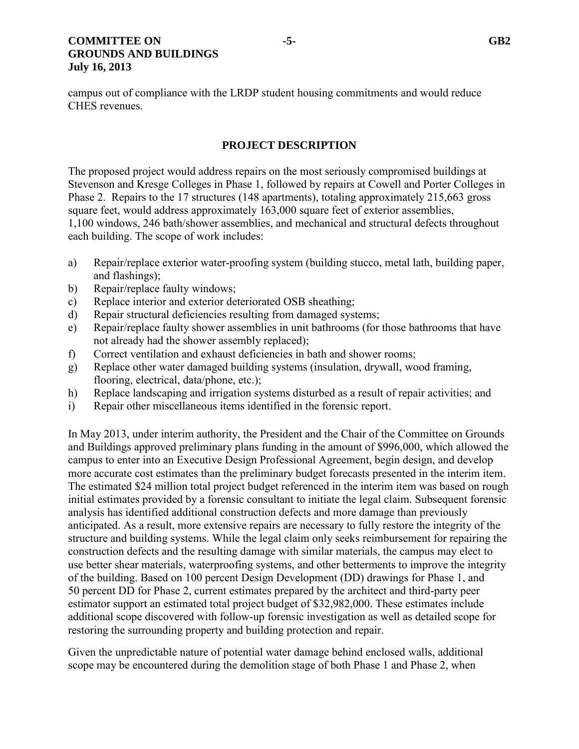campus out of compliance with the LRDP student housing commitments and would reduce CHES revenues.

## PROJECT DESCRIPTION

The proposed project would address repairs on the most seriously compromised buildings at Stevenson and Kresge Colleges in Phase 1, followed by repairs at Cowell and Porter Colleges in Phase 2. Repairs to the 17 structures (148 apartments), totaling approximately 215,663 gross square feet, would address approximately 163,000 square feet of exterior assemblies, 1,100 windows, 246 bath/shower assemblies, and mechanical and structural defects throughout each building. The scope of work includes:

a) Repair/replace exterior water-proofing system (building stucco, metal lath, building paper, and flashings);
b) Repair/replace faulty windows;
c) Replace interior and exterior deteriorated OSB sheathing;
d) Repair structural deficiencies resulting from damaged systems;
e) Repair/replace faulty shower assemblies in unit bathrooms (for those bathrooms that have not already had the shower assembly replaced);
f) Correct ventilation and exhaust deficiencies in bath and shower rooms;
g) Replace other water damaged building systems (insulation, drywall, wood framing, flooring, electrical, data/phone, etc.);
h) Replace landscaping and irrigation systems disturbed as a result of repair activities; and
i) Repair other miscellaneous items identified in the forensic report.

In May 2013, under interim authority, the President and the Chair of the Committee on Grounds and Buildings approved preliminary plans funding in the amount of $996,000, which allowed the campus to enter into an Executive Design Professional Agreement, begin design, and develop more accurate cost estimates than the preliminary budget forecasts presented in the interim item. The estimated $24 million total project budget referenced in the interim item was based on rough initial estimates provided by a forensic consultant to initiate the legal claim. Subsequent forensic analysis has identified additional construction defects and more damage than previously anticipated. As a result, more extensive repairs are necessary to fully restore the integrity of the structure and building systems. While the legal claim only seeks reimbursement for repairing the construction defects and the resulting damage with similar materials, the campus may elect to use better shear materials, waterproofing systems, and other betterments to improve the integrity of the building. Based on 100 percent Design Development (DD) drawings for Phase 1, and 50 percent DD for Phase 2, current estimates prepared by the architect and third-party peer estimator support an estimated total project budget of $32,982,000. These estimates include additional scope discovered with follow-up forensic investigation as well as detailed scope for restoring the surrounding property and building protection and repair.

Given the unpredictable nature of potential water damage behind enclosed walls, additional scope may be encountered during the demolition stage of both Phase 1 and Phase 2, when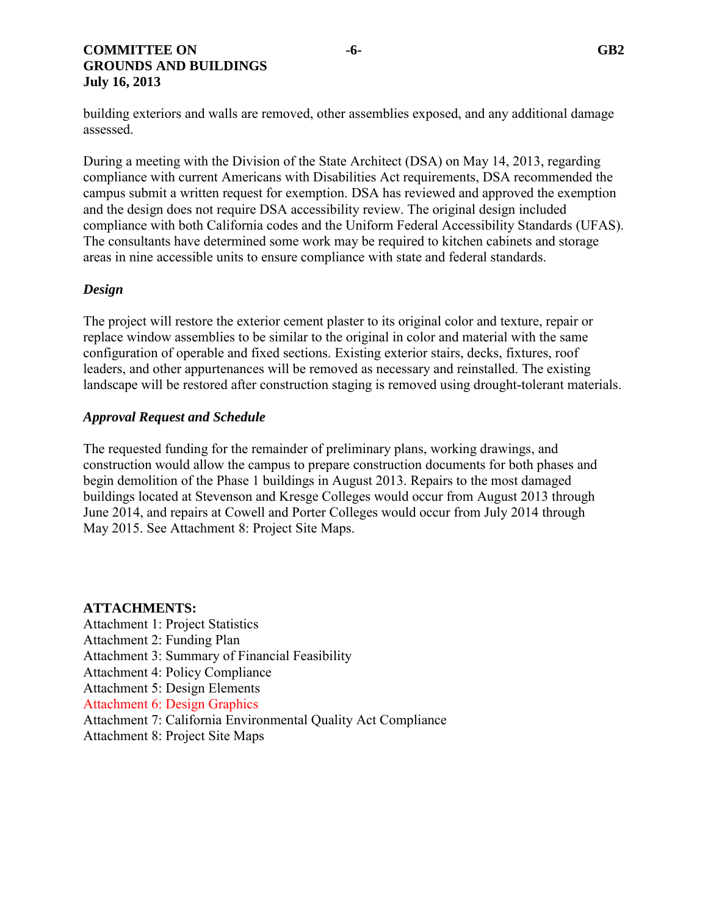building exteriors and walls are removed, other assemblies exposed, and any additional damage assessed.

During a meeting with the Division of the State Architect (DSA) on May 14, 2013, regarding compliance with current Americans with Disabilities Act requirements, DSA recommended the campus submit a written request for exemption. DSA has reviewed and approved the exemption and the design does not require DSA accessibility review. The original design included compliance with both California codes and the Uniform Federal Accessibility Standards (UFAS). The consultants have determined some work may be required to kitchen cabinets and storage areas in nine accessible units to ensure compliance with state and federal standards.

### *Design*

The project will restore the exterior cement plaster to its original color and texture, repair or replace window assemblies to be similar to the original in color and material with the same configuration of operable and fixed sections. Existing exterior stairs, decks, fixtures, roof leaders, and other appurtenances will be removed as necessary and reinstalled. The existing landscape will be restored after construction staging is removed using drought-tolerant materials.

### *Approval Request and Schedule*

The requested funding for the remainder of preliminary plans, working drawings, and construction would allow the campus to prepare construction documents for both phases and begin demolition of the Phase 1 buildings in August 2013. Repairs to the most damaged buildings located at Stevenson and Kresge Colleges would occur from August 2013 through June 2014, and repairs at Cowell and Porter Colleges would occur from July 2014 through May 2015. See Attachment 8: Project Site Maps.

**ATTACHMENTS:**

Attachment 1: Project Statistics
Attachment 2: Funding Plan
Attachment 3: Summary of Financial Feasibility
Attachment 4: Policy Compliance
Attachment 5: Design Elements
Attachment 6: Design Graphics
Attachment 7: California Environmental Quality Act Compliance
Attachment 8: Project Site Maps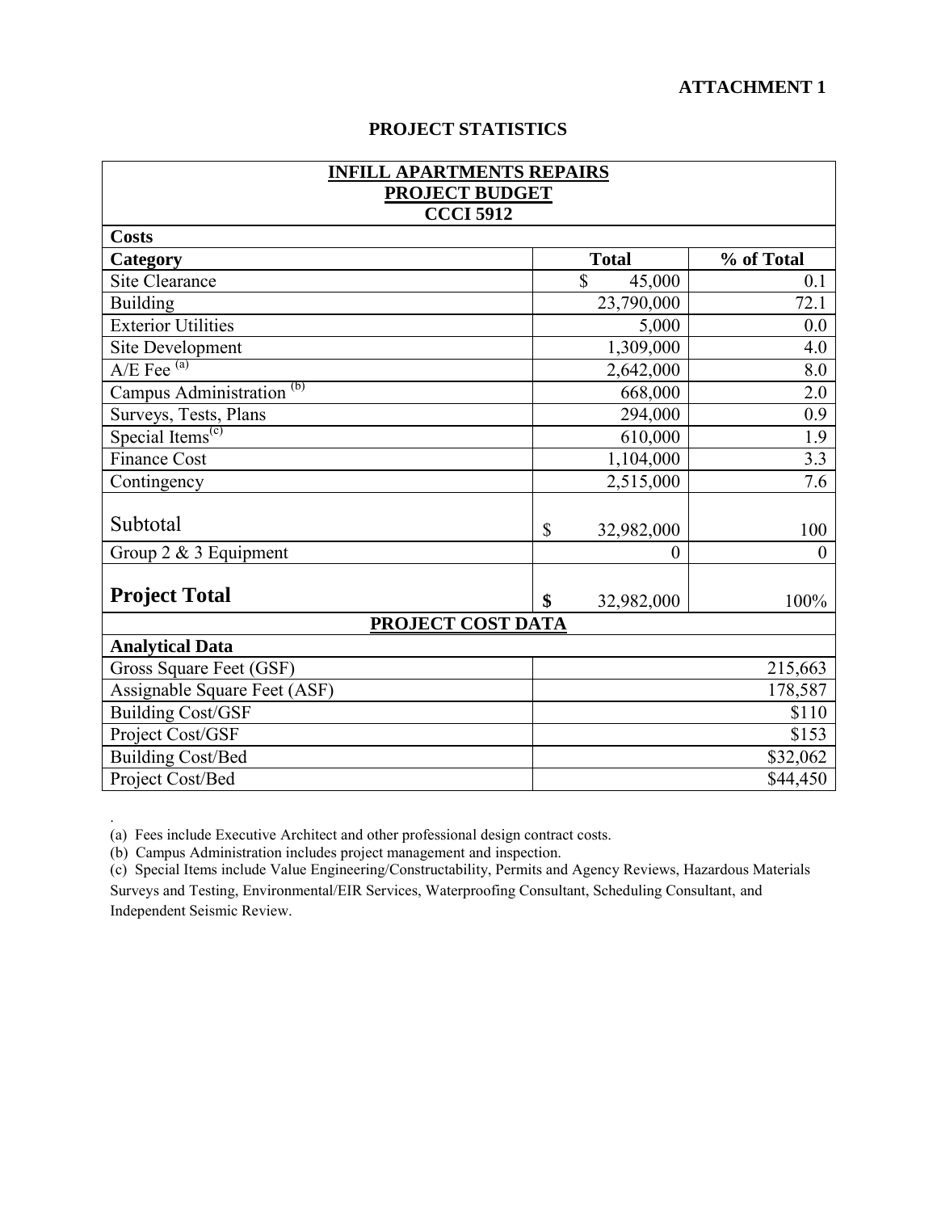**ATTACHMENT 1**

## PROJECT STATISTICS

| INFILL APARTMENTS REPAIRS<br>PROJECT BUDGET<br>CCCI 5912 | | |
|---|---|---|
| **Costs** | | |
| **Category** | **Total** | **% of Total** |
| Site Clearance | $ 45,000 | 0.1 |
| Building | 23,790,000 | 72.1 |
| Exterior Utilities | 5,000 | 0.0 |
| Site Development | 1,309,000 | 4.0 |
| A/E Fee [(a)] | 2,642,000 | 8.0 |
| Campus Administration [(b)] | 668,000 | 2.0 |
| Surveys, Tests, Plans | 294,000 | 0.9 |
| Special Items[(c)] | 610,000 | 1.9 |
| Finance Cost | 1,104,000 | 3.3 |
| Contingency | 2,515,000 | 7.6 |
| Subtotal | $ 32,982,000 | 100 |
| Group 2 & 3 Equipment | 0 | 0 |
| **Project Total** | **$** 32,982,000 | 100% |
| **PROJECT COST DATA** | | |
| **Analytical Data** | | |
| Gross Square Feet (GSF) | | 215,663 |
| Assignable Square Feet (ASF) | | 178,587 |
| Building Cost/GSF | | $110 |
| Project Cost/GSF | | $153 |
| Building Cost/Bed | | $32,062 |
| Project Cost/Bed | | $44,450 |

(a) Fees include Executive Architect and other professional design contract costs.

(b) Campus Administration includes project management and inspection.

(c) Special Items include Value Engineering/Constructability, Permits and Agency Reviews, Hazardous Materials Surveys and Testing, Environmental/EIR Services, Waterproofing Consultant, Scheduling Consultant, and Independent Seismic Review.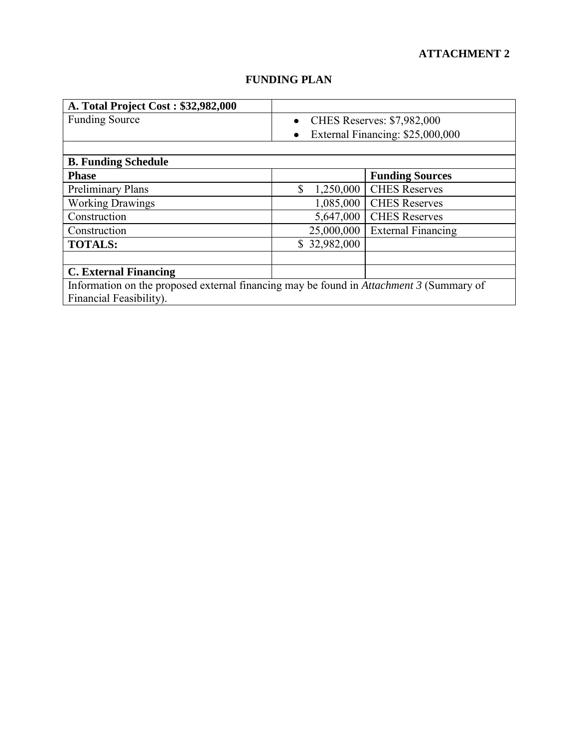**ATTACHMENT 2**

## FUNDING PLAN

| **A. Total Project Cost : $32,982,000** | | |
|---|---|---|
| Funding Source | • CHES Reserves: $7,982,000<br>• External Financing: $25,000,000 | |
| | | |
| **B. Funding Schedule** | | |
| **Phase** | | **Funding Sources** |
| Preliminary Plans | $ 1,250,000 | CHES Reserves |
| Working Drawings | 1,085,000 | CHES Reserves |
| Construction | 5,647,000 | CHES Reserves |
| Construction | 25,000,000 | External Financing |
| **TOTALS:** | $ 32,982,000 | |
| | | |
| **C. External Financing** | | |
| Information on the proposed external financing may be found in *Attachment 3* (Summary of Financial Feasibility). | | |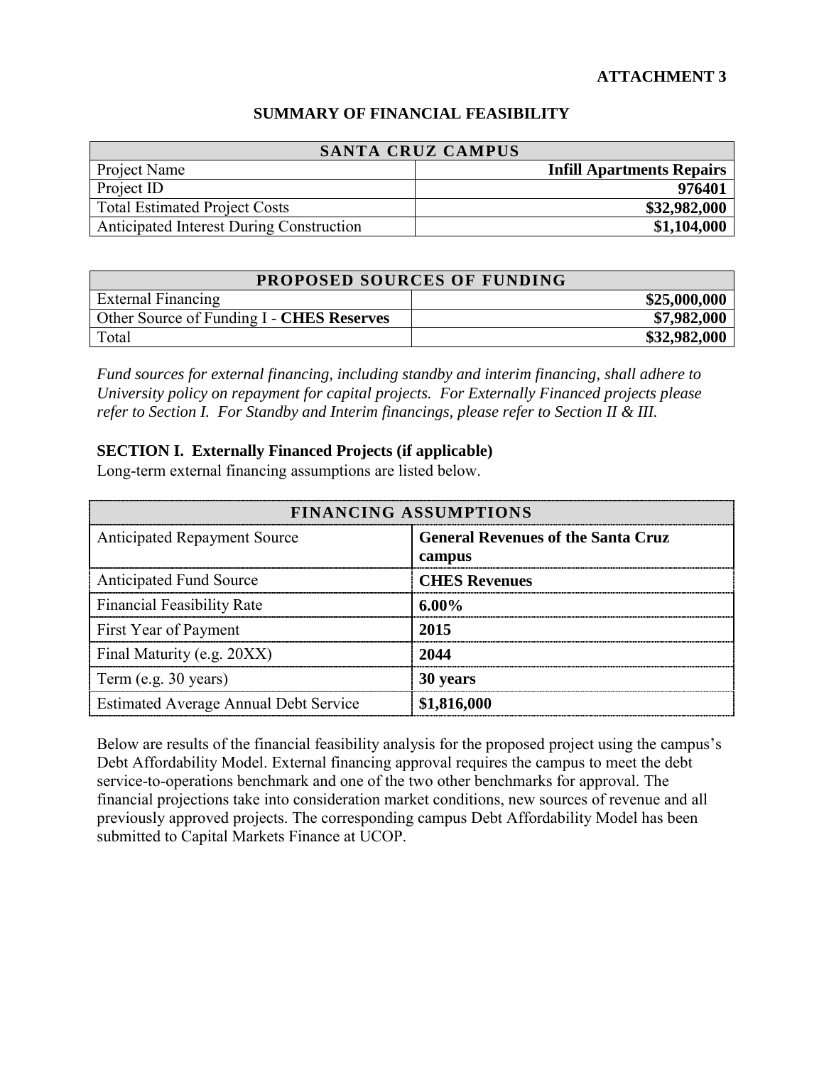**ATTACHMENT 3**

## SUMMARY OF FINANCIAL FEASIBILITY

| SANTA CRUZ CAMPUS | |
|---|---|
| Project Name | **Infill Apartments Repairs** |
| Project ID | **976401** |
| Total Estimated Project Costs | **$32,982,000** |
| Anticipated Interest During Construction | **$1,104,000** |

| PROPOSED SOURCES OF FUNDING | |
|---|---|
| External Financing | **$25,000,000** |
| Other Source of Funding I - **CHES Reserves** | **$7,982,000** |
| Total | **$32,982,000** |

*Fund sources for external financing, including standby and interim financing, shall adhere to University policy on repayment for capital projects. For Externally Financed projects please refer to Section I. For Standby and Interim financings, please refer to Section II & III.*

### SECTION I. Externally Financed Projects (if applicable)

Long-term external financing assumptions are listed below.

| FINANCING ASSUMPTIONS | |
|---|---|
| Anticipated Repayment Source | **General Revenues of the Santa Cruz campus** |
| Anticipated Fund Source | **CHES Revenues** |
| Financial Feasibility Rate | **6.00%** |
| First Year of Payment | **2015** |
| Final Maturity (e.g. 20XX) | **2044** |
| Term (e.g. 30 years) | **30 years** |
| Estimated Average Annual Debt Service | **$1,816,000** |

Below are results of the financial feasibility analysis for the proposed project using the campus's Debt Affordability Model. External financing approval requires the campus to meet the debt service-to-operations benchmark and one of the two other benchmarks for approval. The financial projections take into consideration market conditions, new sources of revenue and all previously approved projects. The corresponding campus Debt Affordability Model has been submitted to Capital Markets Finance at UCOP.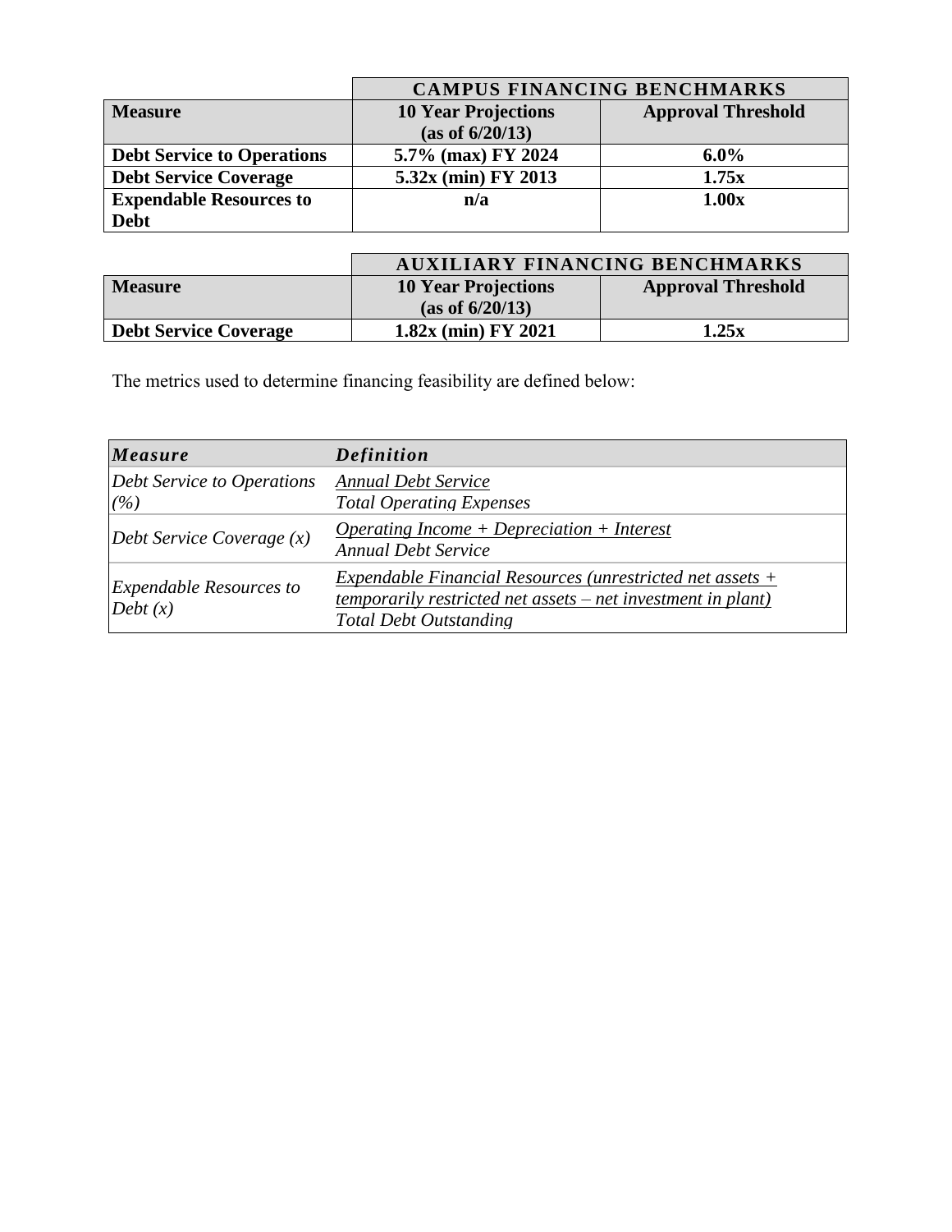| | CAMPUS FINANCING BENCHMARKS | |
|---|---|---|
| **Measure** | **10 Year Projections (as of 6/20/13)** | **Approval Threshold** |
| **Debt Service to Operations** | **5.7% (max) FY 2024** | **6.0%** |
| **Debt Service Coverage** | **5.32x (min) FY 2013** | **1.75x** |
| **Expendable Resources to Debt** | **n/a** | **1.00x** |

| | AUXILIARY FINANCING BENCHMARKS | |
|---|---|---|
| **Measure** | **10 Year Projections (as of 6/20/13)** | **Approval Threshold** |
| **Debt Service Coverage** | **1.82x (min) FY 2021** | **1.25x** |

The metrics used to determine financing feasibility are defined below:

| *Measure* | *Definition* |
|---|---|
| *Debt Service to Operations (%)* | *Annual Debt Service* / *Total Operating Expenses* |
| *Debt Service Coverage (x)* | *Operating Income + Depreciation + Interest* / *Annual Debt Service* |
| *Expendable Resources to Debt (x)* | *Expendable Financial Resources (unrestricted net assets + temporarily restricted net assets – net investment in plant)* / *Total Debt Outstanding* |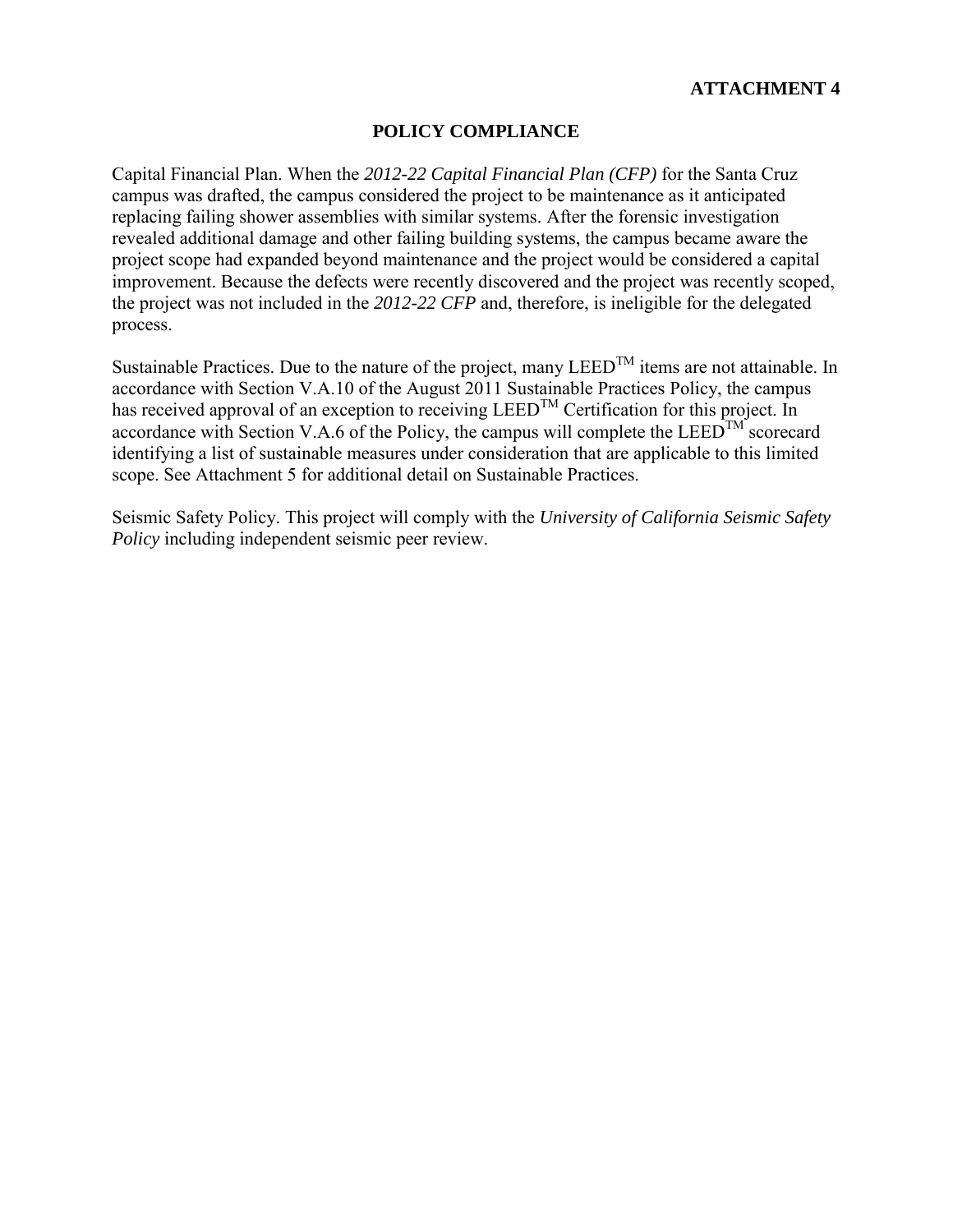**ATTACHMENT 4**

## POLICY COMPLIANCE

Capital Financial Plan. When the *2012-22 Capital Financial Plan (CFP)* for the Santa Cruz campus was drafted, the campus considered the project to be maintenance as it anticipated replacing failing shower assemblies with similar systems. After the forensic investigation revealed additional damage and other failing building systems, the campus became aware the project scope had expanded beyond maintenance and the project would be considered a capital improvement. Because the defects were recently discovered and the project was recently scoped, the project was not included in the *2012-22 CFP* and, therefore, is ineligible for the delegated process.

Sustainable Practices. Due to the nature of the project, many LEED™ items are not attainable. In accordance with Section V.A.10 of the August 2011 Sustainable Practices Policy, the campus has received approval of an exception to receiving LEED™ Certification for this project. In accordance with Section V.A.6 of the Policy, the campus will complete the LEED™ scorecard identifying a list of sustainable measures under consideration that are applicable to this limited scope. See Attachment 5 for additional detail on Sustainable Practices.

Seismic Safety Policy. This project will comply with the *University of California Seismic Safety Policy* including independent seismic peer review.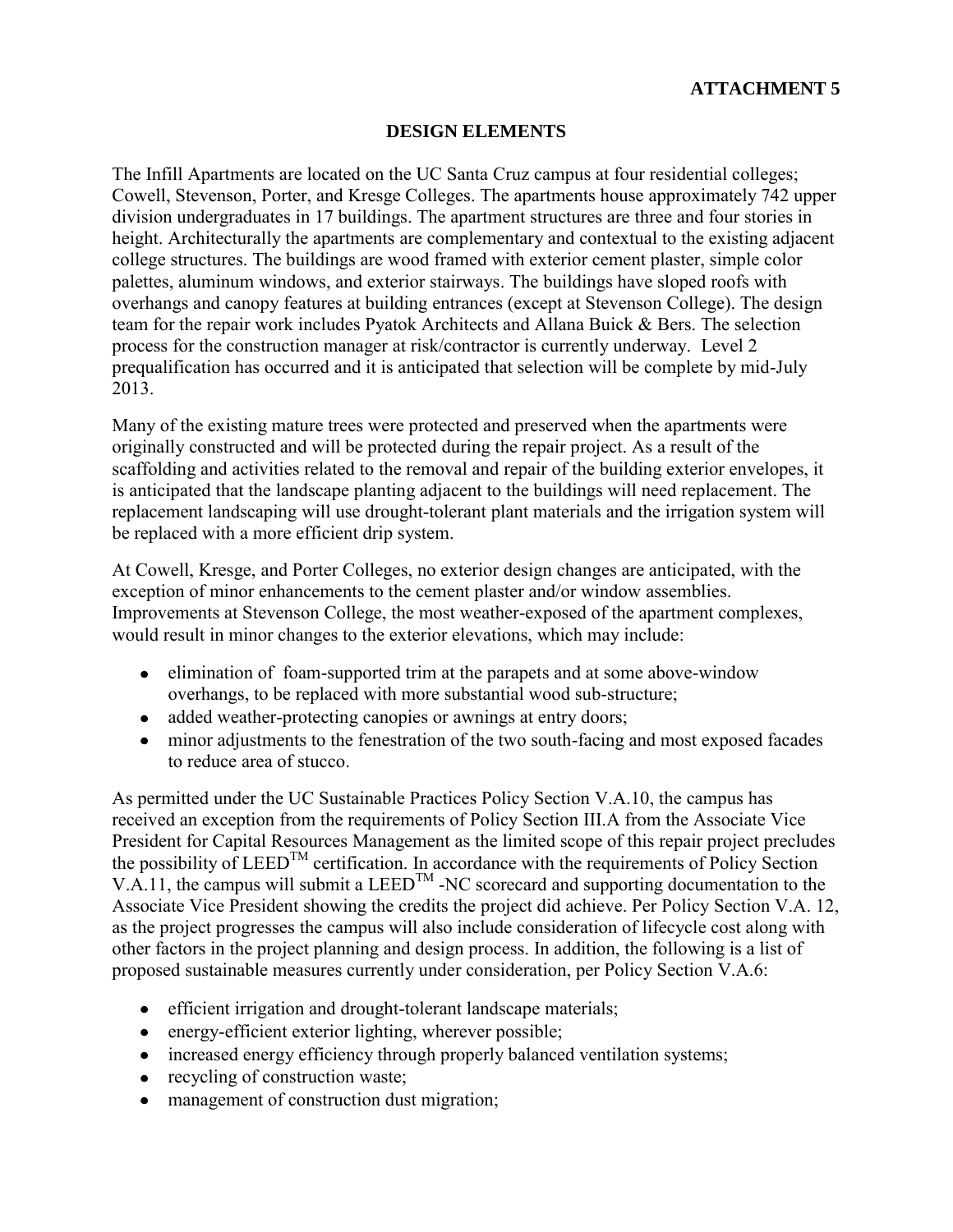**ATTACHMENT 5**

## DESIGN ELEMENTS

The Infill Apartments are located on the UC Santa Cruz campus at four residential colleges; Cowell, Stevenson, Porter, and Kresge Colleges. The apartments house approximately 742 upper division undergraduates in 17 buildings. The apartment structures are three and four stories in height. Architecturally the apartments are complementary and contextual to the existing adjacent college structures. The buildings are wood framed with exterior cement plaster, simple color palettes, aluminum windows, and exterior stairways. The buildings have sloped roofs with overhangs and canopy features at building entrances (except at Stevenson College). The design team for the repair work includes Pyatok Architects and Allana Buick & Bers. The selection process for the construction manager at risk/contractor is currently underway. Level 2 prequalification has occurred and it is anticipated that selection will be complete by mid-July 2013.

Many of the existing mature trees were protected and preserved when the apartments were originally constructed and will be protected during the repair project. As a result of the scaffolding and activities related to the removal and repair of the building exterior envelopes, it is anticipated that the landscape planting adjacent to the buildings will need replacement. The replacement landscaping will use drought-tolerant plant materials and the irrigation system will be replaced with a more efficient drip system.

At Cowell, Kresge, and Porter Colleges, no exterior design changes are anticipated, with the exception of minor enhancements to the cement plaster and/or window assemblies. Improvements at Stevenson College, the most weather-exposed of the apartment complexes, would result in minor changes to the exterior elevations, which may include:

- elimination of foam-supported trim at the parapets and at some above-window overhangs, to be replaced with more substantial wood sub-structure;
- added weather-protecting canopies or awnings at entry doors;
- minor adjustments to the fenestration of the two south-facing and most exposed facades to reduce area of stucco.

As permitted under the UC Sustainable Practices Policy Section V.A.10, the campus has received an exception from the requirements of Policy Section III.A from the Associate Vice President for Capital Resources Management as the limited scope of this repair project precludes the possibility of LEED™ certification. In accordance with the requirements of Policy Section V.A.11, the campus will submit a LEED™ -NC scorecard and supporting documentation to the Associate Vice President showing the credits the project did achieve. Per Policy Section V.A. 12, as the project progresses the campus will also include consideration of lifecycle cost along with other factors in the project planning and design process. In addition, the following is a list of proposed sustainable measures currently under consideration, per Policy Section V.A.6:

- efficient irrigation and drought-tolerant landscape materials;
- energy-efficient exterior lighting, wherever possible;
- increased energy efficiency through properly balanced ventilation systems;
- recycling of construction waste;
- management of construction dust migration;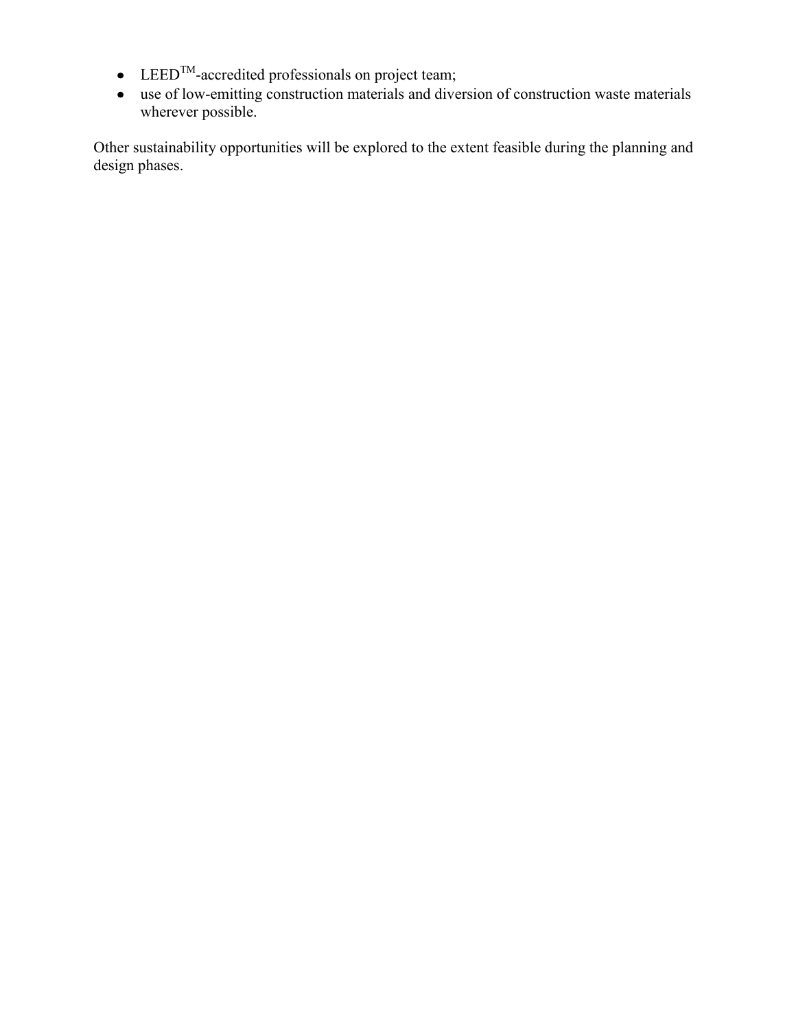- LEED$^{TM}$-accredited professionals on project team;
- use of low-emitting construction materials and diversion of construction waste materials wherever possible.

Other sustainability opportunities will be explored to the extent feasible during the planning and design phases.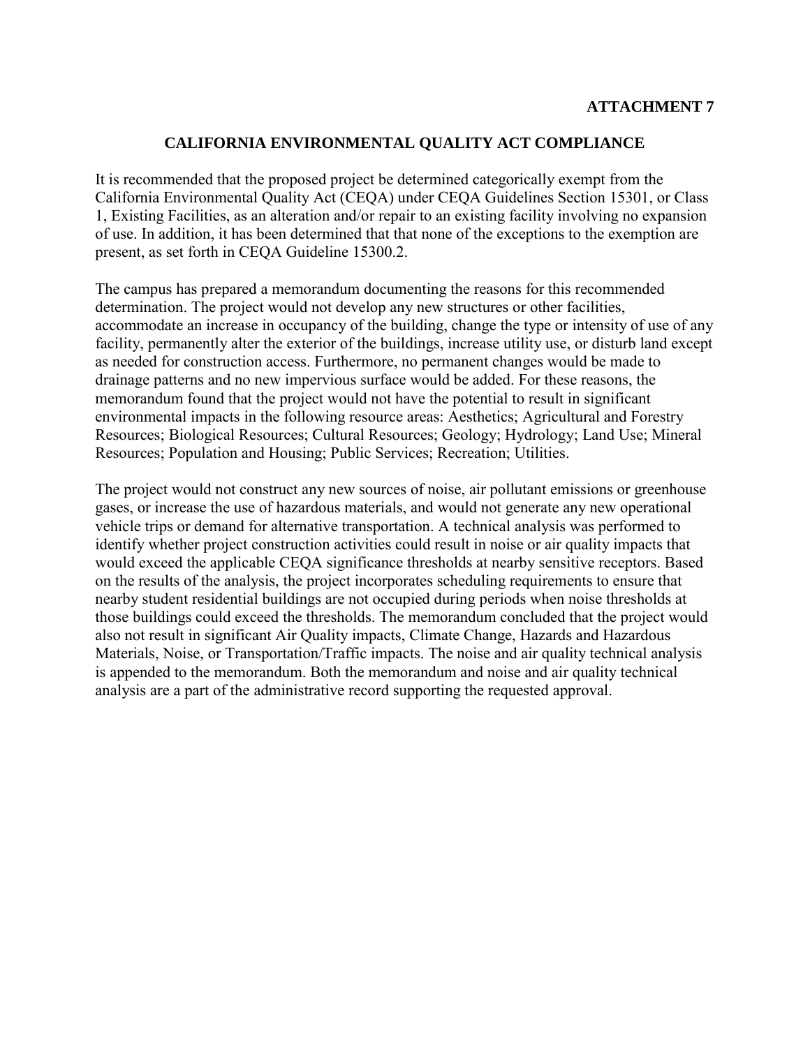**ATTACHMENT 7**

## CALIFORNIA ENVIRONMENTAL QUALITY ACT COMPLIANCE

It is recommended that the proposed project be determined categorically exempt from the California Environmental Quality Act (CEQA) under CEQA Guidelines Section 15301, or Class 1, Existing Facilities, as an alteration and/or repair to an existing facility involving no expansion of use. In addition, it has been determined that that none of the exceptions to the exemption are present, as set forth in CEQA Guideline 15300.2.

The campus has prepared a memorandum documenting the reasons for this recommended determination. The project would not develop any new structures or other facilities, accommodate an increase in occupancy of the building, change the type or intensity of use of any facility, permanently alter the exterior of the buildings, increase utility use, or disturb land except as needed for construction access. Furthermore, no permanent changes would be made to drainage patterns and no new impervious surface would be added. For these reasons, the memorandum found that the project would not have the potential to result in significant environmental impacts in the following resource areas: Aesthetics; Agricultural and Forestry Resources; Biological Resources; Cultural Resources; Geology; Hydrology; Land Use; Mineral Resources; Population and Housing; Public Services; Recreation; Utilities.

The project would not construct any new sources of noise, air pollutant emissions or greenhouse gases, or increase the use of hazardous materials, and would not generate any new operational vehicle trips or demand for alternative transportation. A technical analysis was performed to identify whether project construction activities could result in noise or air quality impacts that would exceed the applicable CEQA significance thresholds at nearby sensitive receptors. Based on the results of the analysis, the project incorporates scheduling requirements to ensure that nearby student residential buildings are not occupied during periods when noise thresholds at those buildings could exceed the thresholds. The memorandum concluded that the project would also not result in significant Air Quality impacts, Climate Change, Hazards and Hazardous Materials, Noise, or Transportation/Traffic impacts. The noise and air quality technical analysis is appended to the memorandum. Both the memorandum and noise and air quality technical analysis are a part of the administrative record supporting the requested approval.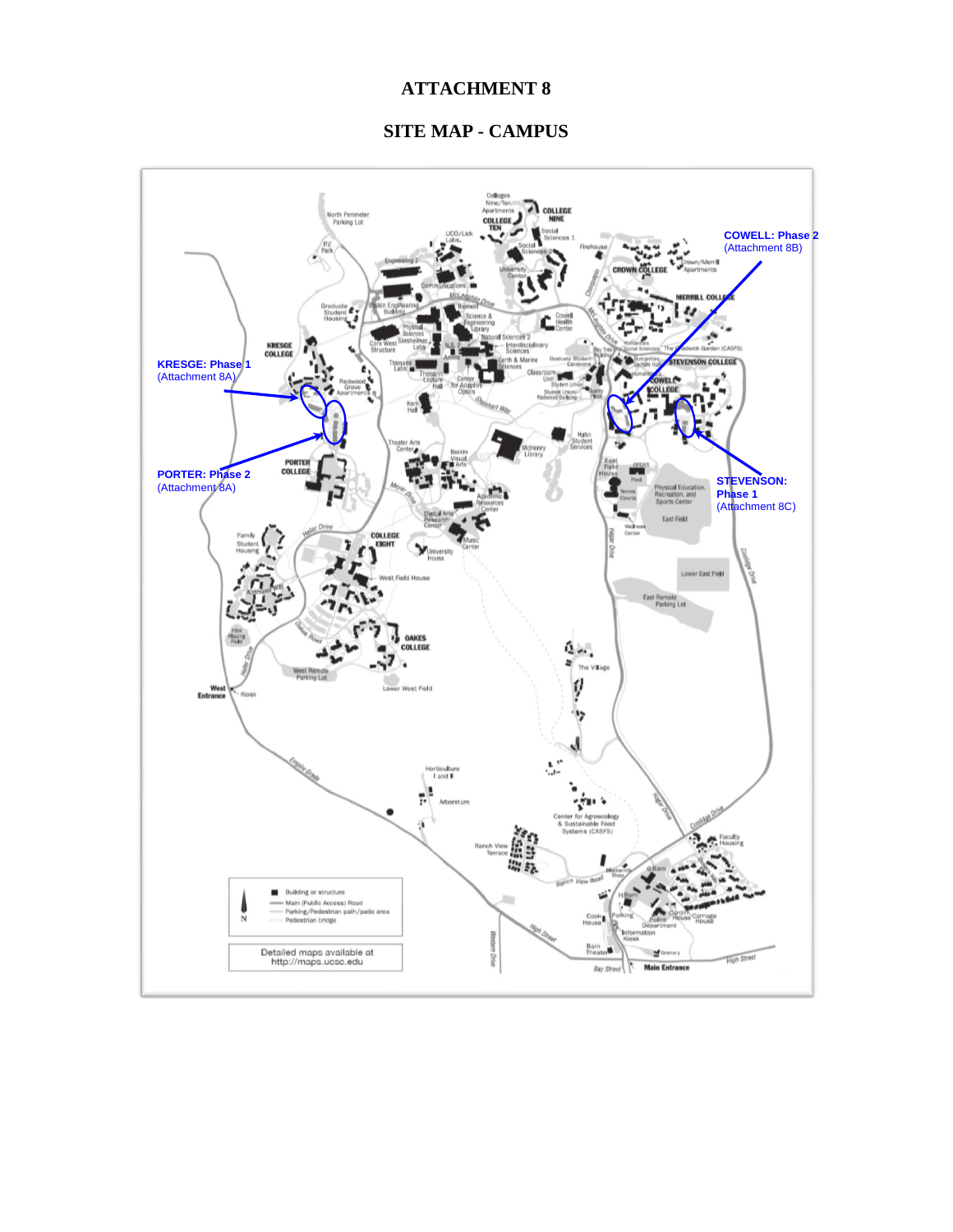# ATTACHMENT 8

## SITE MAP - CAMPUS

KRESGE: Phase 1
(Attachment 8A)

PORTER: Phase 2
(Attachment 8A)

COWELL: Phase 2
(Attachment 8B)

STEVENSON: Phase 1
(Attachment 8C)

Detailed maps available at http://maps.ucsc.edu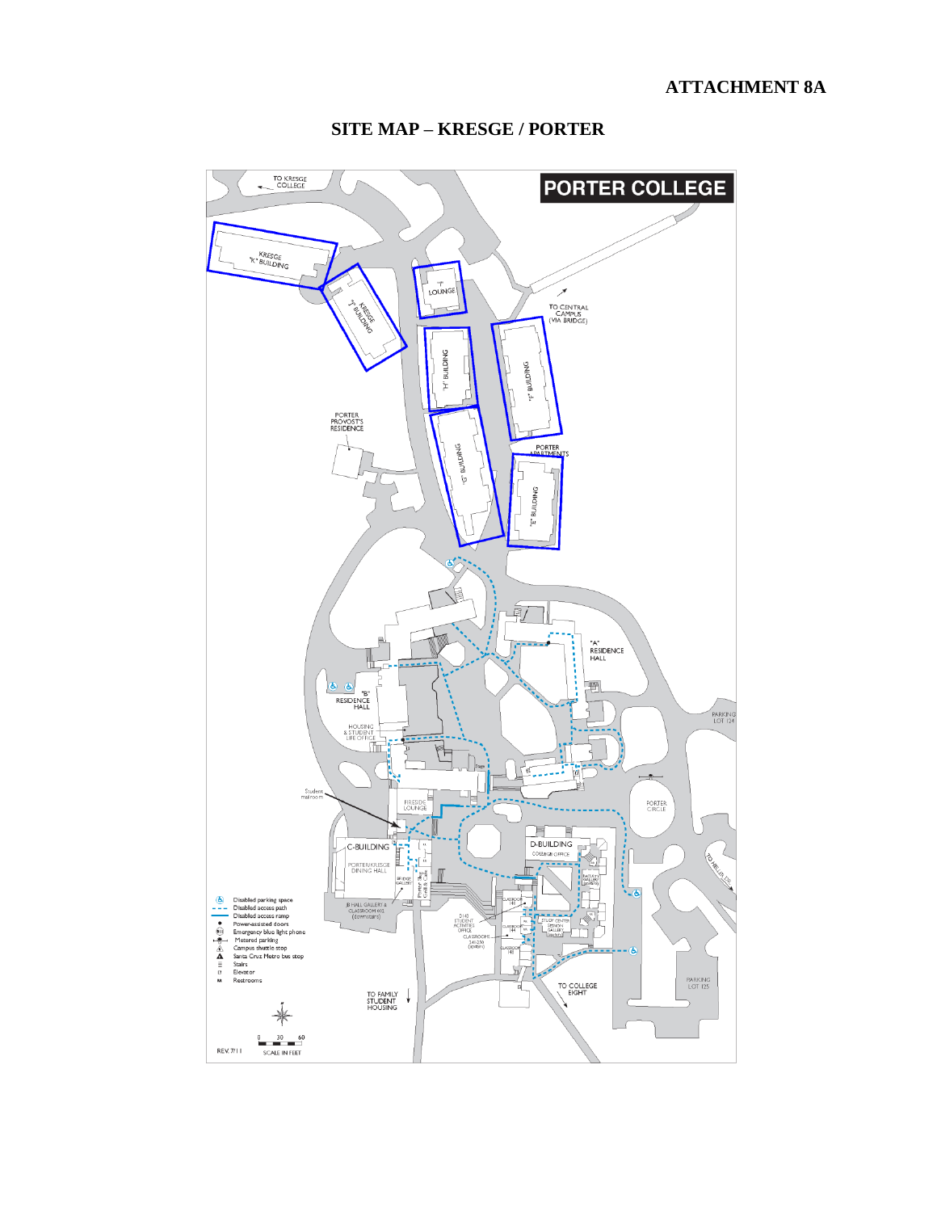**ATTACHMENT 8A**

## SITE MAP – KRESGE / PORTER

PORTER COLLEGE

TO KRESGE COLLEGE

KRESGE "K" BUILDING

KRESGE "J" BUILDING

"I" LOUNGE

TO CENTRAL CAMPUS (VIA BRIDGE)

"H" BUILDING

"F" BUILDING

PORTER PROVOST'S RESIDENCE

"G" BUILDING

PORTER APARTMENTS

"E" BUILDING

"A" RESIDENCE HALL

"B" RESIDENCE HALL

HOUSING & STUDENT LIFE OFFICE

PARKING LOT 124

Student restroom

FIRESIDE LOUNGE

PORTER CIRCLE

C-BUILDING

PORTER/KRESGE DINING HALL

D-BUILDING

COLLEGE OFFICE

FACULTY GALLERY

TO MEYER DR

JB HALL GALLERY & CLASSROOM 105 (downstairs)

D140 STUDENT ACTIVITIES OFFICE

CLASSROOMS 241-250 (upstairs)

STUDY CENTER

SESNON GALLERY

CLASSROOM 141

CLASSROOM 144

CLASSROOM 148

PARKING LOT 125

TO FAMILY STUDENT HOUSING

TO COLLEGE EIGHT

- Disabled parking space
- Disabled access path
- Disabled access ramp
- Power-assisted doors
- Emergency blue light phone
- Metered parking
- Campus shuttle stop
- Santa Cruz Metro bus stop
- Stairs
- Elevator
- Restrooms

0 30 60 SCALE IN FEET

REV. 7/11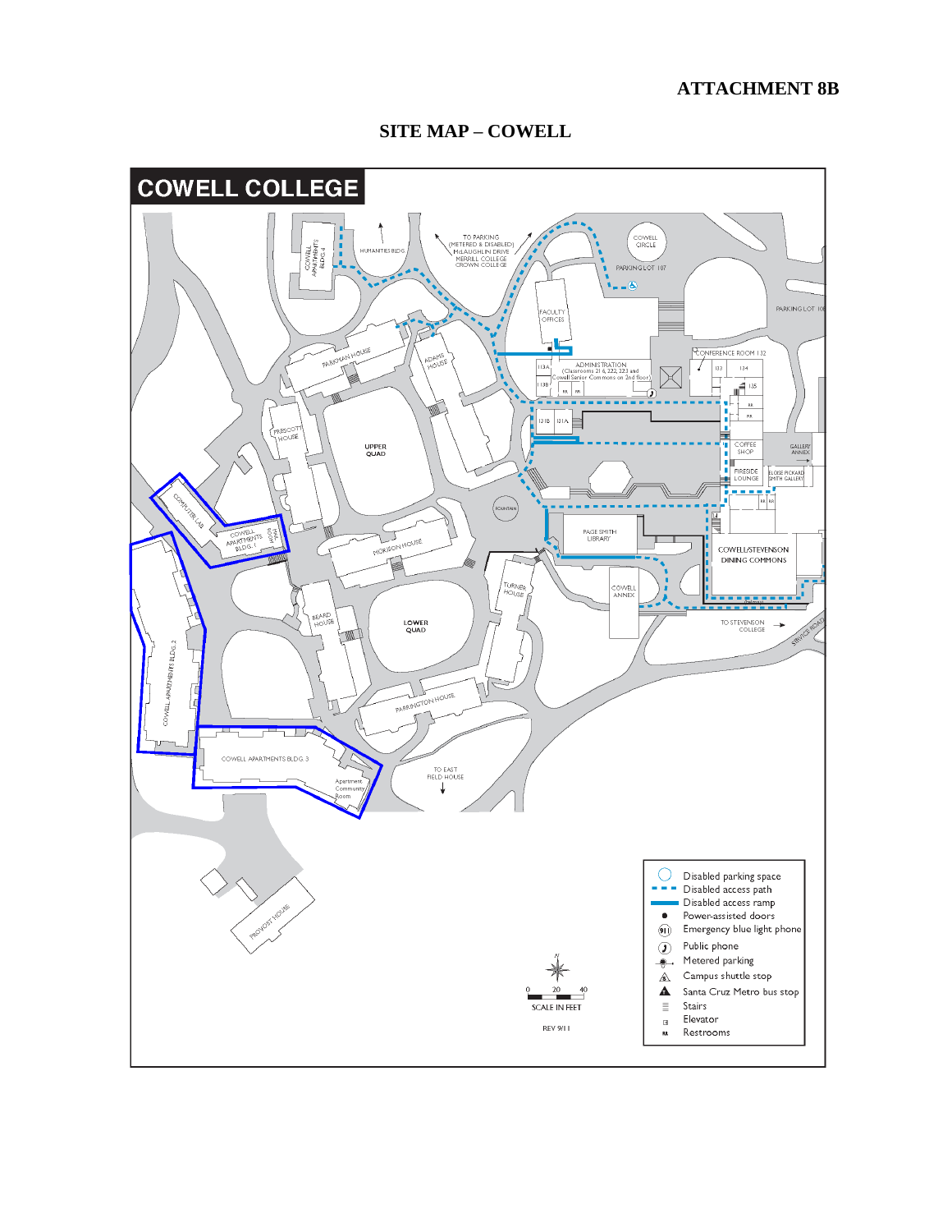# ATTACHMENT 8B

## SITE MAP – COWELL

COWELL COLLEGE

COWELL APARTMENTS BLDG 4

HUMANITIES BLDG.

TO PARKING (METERED & DISABLED) McLAUGHLIN DRIVE MERRILL COLLEGE CROWN COLLEGE

COWELL CIRCLE

PARKING LOT 107

PARKING LOT 108

FACULTY OFFICES

CONFERENCE ROOM 132

ADMINISTRATION (Classrooms 216, 222, 223 and Cowell Senior Commons on 2nd floor)

113A

113B

133

134

135

RR

131B

131A

PARKMAN HOUSE

ADAMS HOUSE

PRESCOTT HOUSE

UPPER QUAD

COFFEE SHOP

GALLERY ANNEX

FIRESIDE LOUNGE

ELOISE PICKARD SMITH GALLERY

FOUNTAIN

COMPUTER LAB

COWELL APARTMENTS BLDG. 1

MORISON HOUSE

PAGE SMITH LIBRARY

COWELL/STEVENSON DINING COMMONS

TURNER HOUSE

COWELL ANNEX

TO STEVENSON COLLEGE

SERVICE ROAD

COWELL APARTMENTS BLDG. 2

BEARD HOUSE

LOWER QUAD

PARRINGTON HOUSE

COWELL APARTMENTS BLDG. 3

Apartment Community Room

TO EAST FIELD HOUSE

PROVOST HOUSE

0 20 40

SCALE IN FEET

REV 9/11

- Disabled parking space
- Disabled access path
- Disabled access ramp
- Power-assisted doors
- Emergency blue light phone
- Public phone
- Metered parking
- Campus shuttle stop
- Santa Cruz Metro bus stop
- Stairs
- Elevator
- Restrooms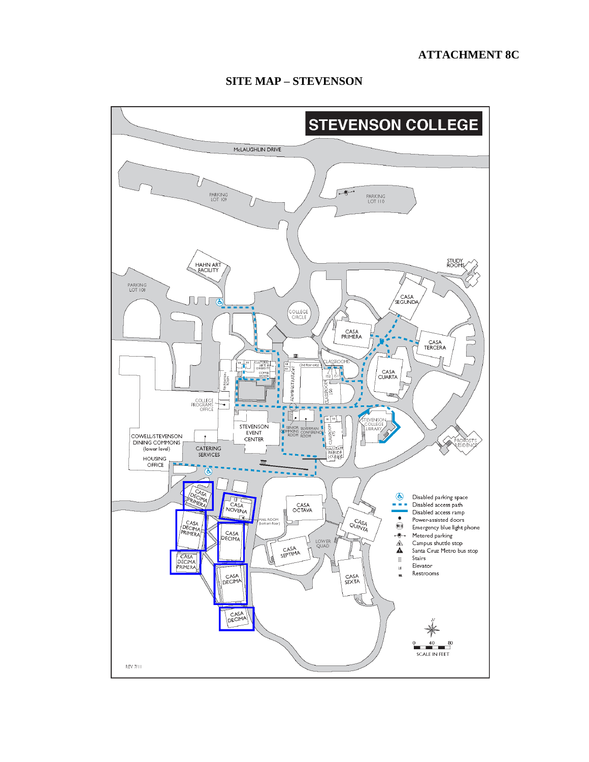**ATTACHMENT 8C**

## SITE MAP – STEVENSON

STEVENSON COLLEGE

McLAUGHLIN DRIVE

PARKING LOT 109

PARKING LOT 110

STUDY ROOMS

HAHN ART FACILITY

PARKING LOT 108

COLLEGE CIRCLE

CASA SEGUNDA

CASA PRIMERA

CASA TERCERA

CULTURAL ARTS & DIVERSITY

COFFEE HOUSE

RECREATION ROOM

(2nd floor only)

CLASSROOMS

152 151

CASA CUARTA

ADMINISTRATION

CLASSROOM 150

COLLEGE PROGRAMS OFFICE

STEVENSON COLLEGE LIBRARY

STEVENSON EVENT CENTER

SENIOR COMMONS ROOM

SILVERMAN CONFERENCE ROOM

CLASSROOM 175

COWELL/STEVENSON DINING COMMONS (lower level)

CATERING SERVICES

WAGSTAFF FIRESIDE LOUNGE

PROVOST'S RESIDENCE

HOUSING OFFICE

CASA DECIMA PRIMERA

CASA NOVENA

CASA OCTAVA

MAIL ROOM (bottom floor)

CASA DECIMA PRIMERA

CASA DECIMA

CASA QUINTA

LOWER QUAD

CASA SEPTIMA

CASA DECIMA PRIMERA

CASA DECIMA

CASA SEXTA

CASA DECIMA

Disabled parking space
Disabled access path
Disabled access ramp
Power-assisted doors
Emergency blue light phone
Metered parking
Campus shuttle stop
Santa Cruz Metro bus stop
Stairs
Elevator
Restrooms

N

0 40 80

SCALE IN FEET

REV 7/11